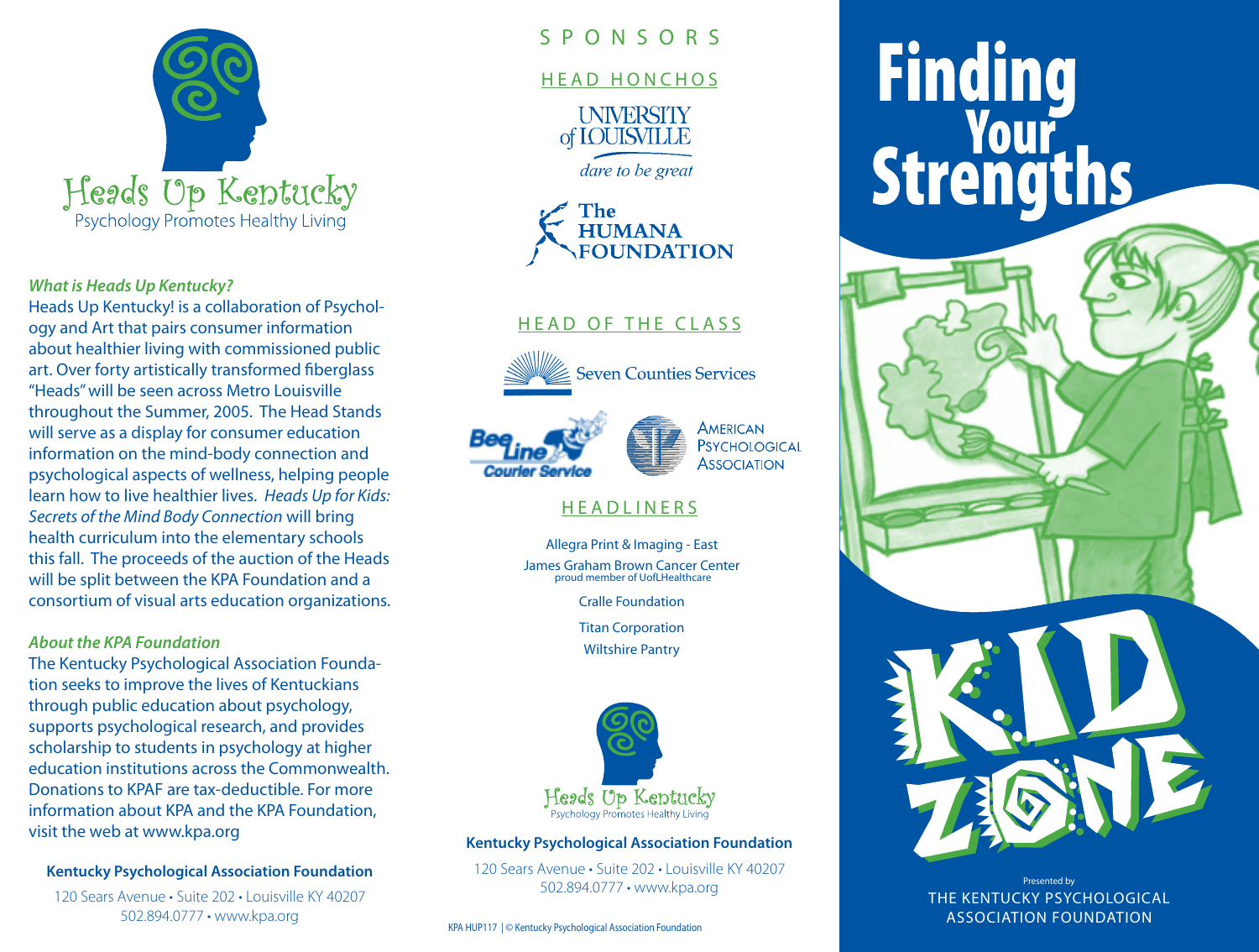# Heads Up Kentucky

Psychology Promotes Healthy Living

### *What is Heads Up Kentucky?*

Heads Up Kentucky! is a collaboration of Psychology and Art that pairs consumer information about healthier living with commissioned public art. Over forty artistically transformed fiberglass "Heads" will be seen across Metro Louisville throughout the Summer, 2005. The Head Stands will serve as a display for consumer education information on the mind-body connection and psychological aspects of wellness, helping people learn how to live healthier lives. *Heads Up for Kids: Secrets of the Mind Body Connection* will bring health curriculum into the elementary schools this fall. The proceeds of the auction of the Heads will be split between the KPA Foundation and a consortium of visual arts education organizations.

### *About the KPA Foundation*

The Kentucky Psychological Association Foundation seeks to improve the lives of Kentuckians through public education about psychology, supports psychological research, and provides scholarship to students in psychology at higher education institutions across the Commonwealth. Donations to KPAF are tax-deductible. For more information about KPA and the KPA Foundation, visit the web at www.kpa.org

**Kentucky Psychological Association Foundation**

120 Sears Avenue • Suite 202 • Louisville KY 40207
502.894.0777 • www.kpa.org

## SPONSORS

### HEAD HONCHOS

University of Louisville — dare to be great

The Humana Foundation

### HEAD OF THE CLASS

Seven Counties Services

Bee Line Courier Service

American Psychological Association

### HEADLINERS

Allegra Print & Imaging - East

James Graham Brown Cancer Center
proud member of UofLHealthcare

Cralle Foundation

Titan Corporation

Wiltshire Pantry

Heads Up Kentucky
Psychology Promotes Healthy Living

**Kentucky Psychological Association Foundation**

120 Sears Avenue • Suite 202 • Louisville KY 40207
502.894.0777 • www.kpa.org

KPA HUP117 | © Kentucky Psychological Association Foundation

# Finding Your Strengths

# KID ZONE

Presented by
THE KENTUCKY PSYCHOLOGICAL ASSOCIATION FOUNDATION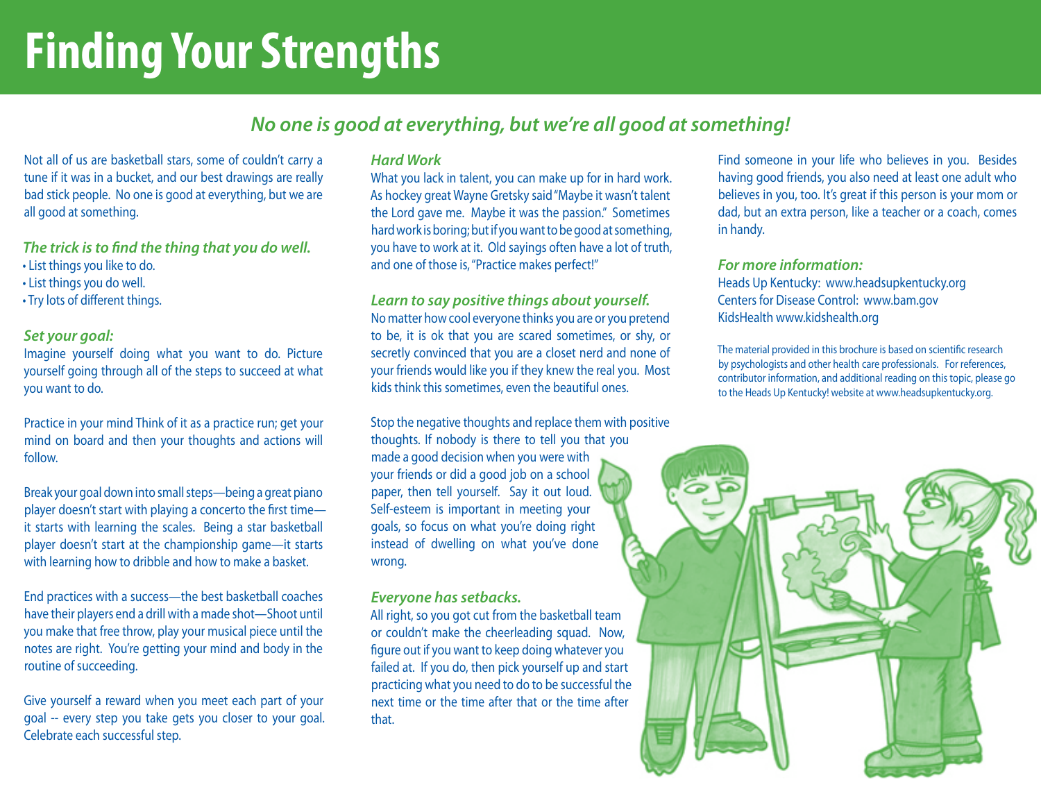# Finding Your Strengths

***No one is good at everything, but we're all good at something!***

Not all of us are basketball stars, some of couldn't carry a tune if it was in a bucket, and our best drawings are really bad stick people. No one is good at everything, but we are all good at something.

### *The trick is to find the thing that you do well.*

- List things you like to do.
- List things you do well.
- Try lots of different things.

### *Set your goal:*

Imagine yourself doing what you want to do. Picture yourself going through all of the steps to succeed at what you want to do.

Practice in your mind Think of it as a practice run; get your mind on board and then your thoughts and actions will follow.

Break your goal down into small steps—being a great piano player doesn't start with playing a concerto the first time—it starts with learning the scales. Being a star basketball player doesn't start at the championship game—it starts with learning how to dribble and how to make a basket.

End practices with a success—the best basketball coaches have their players end a drill with a made shot—Shoot until you make that free throw, play your musical piece until the notes are right. You're getting your mind and body in the routine of succeeding.

Give yourself a reward when you meet each part of your goal -- every step you take gets you closer to your goal. Celebrate each successful step.

### *Hard Work*

What you lack in talent, you can make up for in hard work. As hockey great Wayne Gretsky said "Maybe it wasn't talent the Lord gave me. Maybe it was the passion." Sometimes hard work is boring; but if you want to be good at something, you have to work at it. Old sayings often have a lot of truth, and one of those is, "Practice makes perfect!"

### *Learn to say positive things about yourself.*

No matter how cool everyone thinks you are or you pretend to be, it is ok that you are scared sometimes, or shy, or secretly convinced that you are a closet nerd and none of your friends would like you if they knew the real you. Most kids think this sometimes, even the beautiful ones.

Stop the negative thoughts and replace them with positive thoughts. If nobody is there to tell you that you made a good decision when you were with your friends or did a good job on a school paper, then tell yourself. Say it out loud. Self-esteem is important in meeting your goals, so focus on what you're doing right instead of dwelling on what you've done wrong.

### *Everyone has setbacks.*

All right, so you got cut from the basketball team or couldn't make the cheerleading squad. Now, figure out if you want to keep doing whatever you failed at. If you do, then pick yourself up and start practicing what you need to do to be successful the next time or the time after that or the time after that.

Find someone in your life who believes in you. Besides having good friends, you also need at least one adult who believes in you, too. It's great if this person is your mom or dad, but an extra person, like a teacher or a coach, comes in handy.

### *For more information:*

Heads Up Kentucky: www.headsupkentucky.org
Centers for Disease Control: www.bam.gov
KidsHealth www.kidshealth.org

The material provided in this brochure is based on scientific research by psychologists and other health care professionals. For references, contributor information, and additional reading on this topic, please go to the Heads Up Kentucky! website at www.headsupkentucky.org.